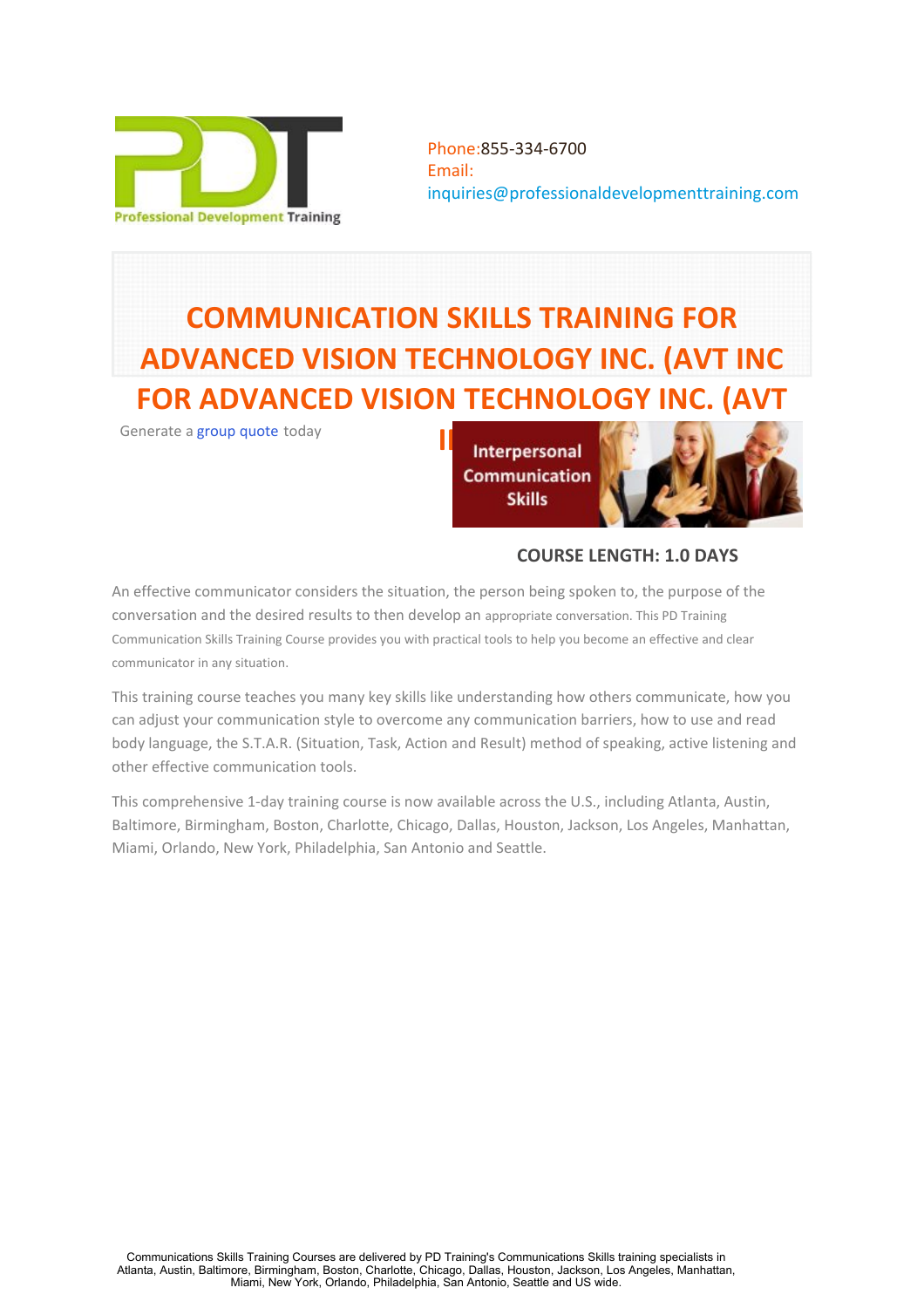Phone:855-334-6700
Email:
inquiries@professionaldevelopmenttraining.com

# COMMUNICATION SKILLS TRAINING FOR ADVANCED VISION TECHNOLOGY INC. (AVT INC FOR ADVANCED VISION TECHNOLOGY INC. (AVT II

Generate a group quote today

**COURSE LENGTH: 1.0 DAYS**

An effective communicator considers the situation, the person being spoken to, the purpose of the conversation and the desired results to then develop an appropriate conversation. This PD Training Communication Skills Training Course provides you with practical tools to help you become an effective and clear communicator in any situation.

This training course teaches you many key skills like understanding how others communicate, how you can adjust your communication style to overcome any communication barriers, how to use and read body language, the S.T.A.R. (Situation, Task, Action and Result) method of speaking, active listening and other effective communication tools.

This comprehensive 1-day training course is now available across the U.S., including Atlanta, Austin, Baltimore, Birmingham, Boston, Charlotte, Chicago, Dallas, Houston, Jackson, Los Angeles, Manhattan, Miami, Orlando, New York, Philadelphia, San Antonio and Seattle.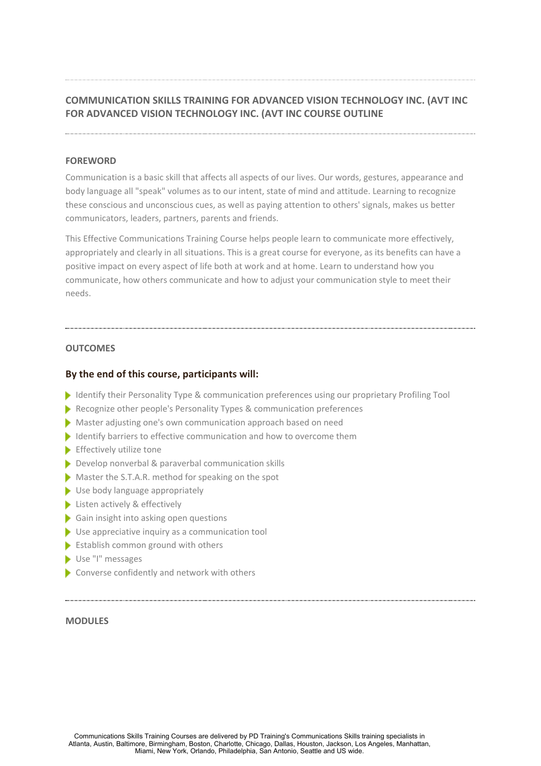## COMMUNICATION SKILLS TRAINING FOR ADVANCED VISION TECHNOLOGY INC. (AVT INC FOR ADVANCED VISION TECHNOLOGY INC. (AVT INC COURSE OUTLINE

### FOREWORD

Communication is a basic skill that affects all aspects of our lives. Our words, gestures, appearance and body language all "speak" volumes as to our intent, state of mind and attitude. Learning to recognize these conscious and unconscious cues, as well as paying attention to others' signals, makes us better communicators, leaders, partners, parents and friends.

This Effective Communications Training Course helps people learn to communicate more effectively, appropriately and clearly in all situations. This is a great course for everyone, as its benefits can have a positive impact on every aspect of life both at work and at home. Learn to understand how you communicate, how others communicate and how to adjust your communication style to meet their needs.

### OUTCOMES

#### By the end of this course, participants will:

- Identify their Personality Type & communication preferences using our proprietary Profiling Tool
- Recognize other people's Personality Types & communication preferences
- Master adjusting one's own communication approach based on need
- Identify barriers to effective communication and how to overcome them
- Effectively utilize tone
- Develop nonverbal & paraverbal communication skills
- Master the S.T.A.R. method for speaking on the spot
- Use body language appropriately
- Listen actively & effectively
- Gain insight into asking open questions
- Use appreciative inquiry as a communication tool
- Establish common ground with others
- Use "I" messages
- Converse confidently and network with others

### MODULES

Communications Skills Training Courses are delivered by PD Training's Communications Skills training specialists in Atlanta, Austin, Baltimore, Birmingham, Boston, Charlotte, Chicago, Dallas, Houston, Jackson, Los Angeles, Manhattan, Miami, New York, Orlando, Philadelphia, San Antonio, Seattle and US wide.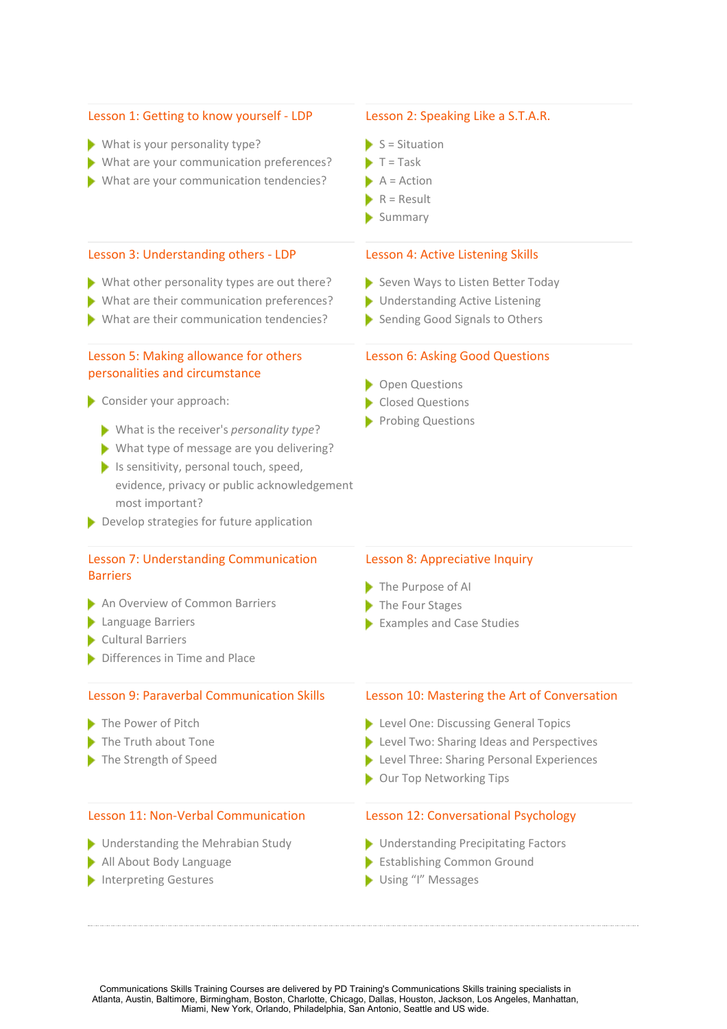### Lesson 1: Getting to know yourself - LDP

- What is your personality type?
- What are your communication preferences?
- What are your communication tendencies?

### Lesson 2: Speaking Like a S.T.A.R.

- S = Situation
- T = Task
- A = Action
- R = Result
- Summary

### Lesson 3: Understanding others - LDP

- What other personality types are out there?
- What are their communication preferences?
- What are their communication tendencies?

### Lesson 4: Active Listening Skills

- Seven Ways to Listen Better Today
- Understanding Active Listening
- Sending Good Signals to Others

### Lesson 5: Making allowance for others personalities and circumstance

- Consider your approach:
  - What is the receiver's *personality type*?
  - What type of message are you delivering?
  - Is sensitivity, personal touch, speed, evidence, privacy or public acknowledgement most important?
- Develop strategies for future application

### Lesson 6: Asking Good Questions

- Open Questions
- Closed Questions
- Probing Questions

### Lesson 7: Understanding Communication Barriers

- An Overview of Common Barriers
- Language Barriers
- Cultural Barriers
- Differences in Time and Place

### Lesson 8: Appreciative Inquiry

- The Purpose of AI
- The Four Stages
- Examples and Case Studies

### Lesson 9: Paraverbal Communication Skills

- The Power of Pitch
- The Truth about Tone
- The Strength of Speed

### Lesson 10: Mastering the Art of Conversation

- Level One: Discussing General Topics
- Level Two: Sharing Ideas and Perspectives
- Level Three: Sharing Personal Experiences
- Our Top Networking Tips

### Lesson 11: Non-Verbal Communication

- Understanding the Mehrabian Study
- All About Body Language
- Interpreting Gestures

### Lesson 12: Conversational Psychology

- Understanding Precipitating Factors
- Establishing Common Ground
- Using "I" Messages

---

Communications Skills Training Courses are delivered by PD Training's Communications Skills training specialists in Atlanta, Austin, Baltimore, Birmingham, Boston, Charlotte, Chicago, Dallas, Houston, Jackson, Los Angeles, Manhattan, Miami, New York, Orlando, Philadelphia, San Antonio, Seattle and US wide.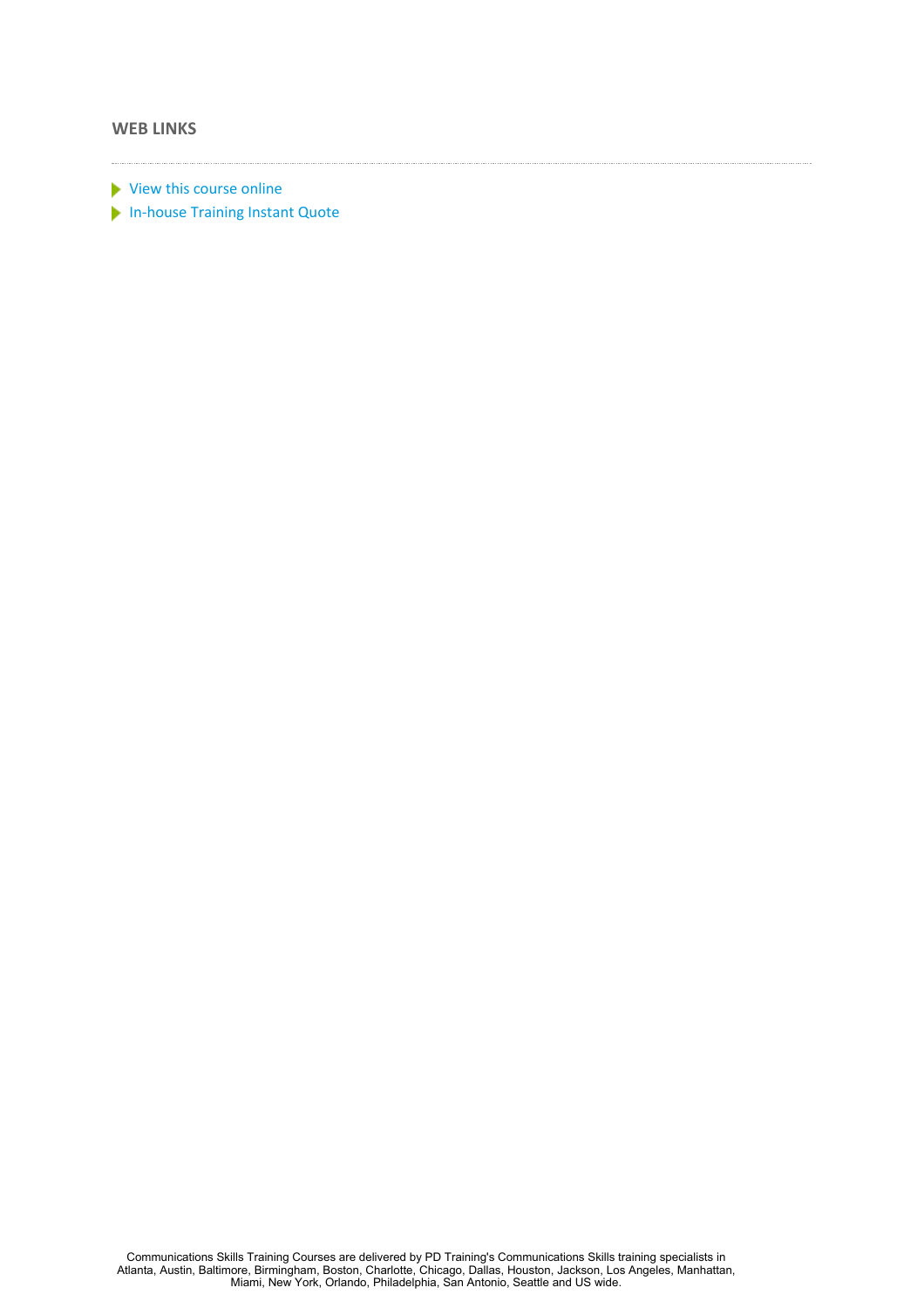**WEB LINKS**

- View this course online
- In-house Training Instant Quote

Communications Skills Training Courses are delivered by PD Training's Communications Skills training specialists in Atlanta, Austin, Baltimore, Birmingham, Boston, Charlotte, Chicago, Dallas, Houston, Jackson, Los Angeles, Manhattan, Miami, New York, Orlando, Philadelphia, San Antonio, Seattle and US wide.